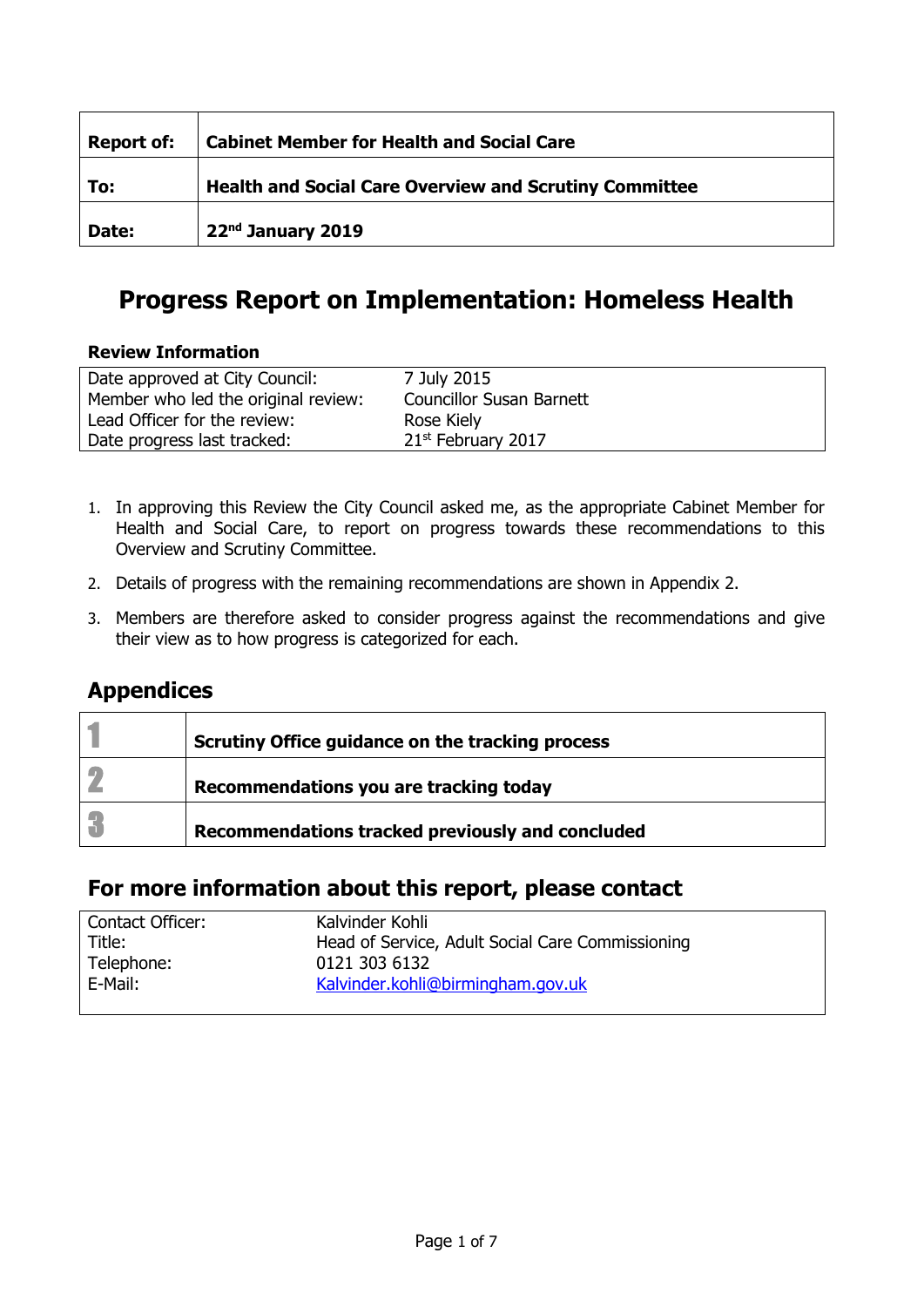| **Report of:** | **Cabinet Member for Health and Social Care** |
|---|---|
| **To:** | **Health and Social Care Overview and Scrutiny Committee** |
| **Date:** | **22nd January 2019** |

# Progress Report on Implementation: Homeless Health

### Review Information

| | |
|---|---|
| Date approved at City Council: | 7 July 2015 |
| Member who led the original review: | Councillor Susan Barnett |
| Lead Officer for the review: | Rose Kiely |
| Date progress last tracked: | 21st February 2017 |

1. In approving this Review the City Council asked me, as the appropriate Cabinet Member for Health and Social Care, to report on progress towards these recommendations to this Overview and Scrutiny Committee.
2. Details of progress with the remaining recommendations are shown in Appendix 2.
3. Members are therefore asked to consider progress against the recommendations and give their view as to how progress is categorized for each.

## Appendices

| | |
|---|---|
| 1 | **Scrutiny Office guidance on the tracking process** |
| 2 | **Recommendations you are tracking today** |
| 3 | **Recommendations tracked previously and concluded** |

## For more information about this report, please contact

| | |
|---|---|
| Contact Officer: | Kalvinder Kohli |
| Title: | Head of Service, Adult Social Care Commissioning |
| Telephone: | 0121 303 6132 |
| E-Mail: | Kalvinder.kohli@birmingham.gov.uk |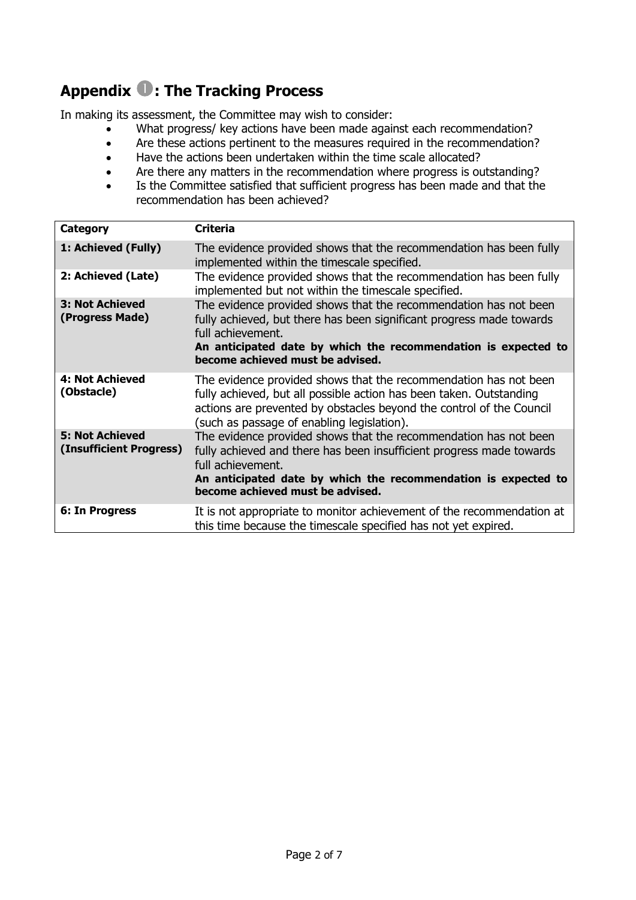## Appendix ❶: The Tracking Process

In making its assessment, the Committee may wish to consider:

- What progress/ key actions have been made against each recommendation?
- Are these actions pertinent to the measures required in the recommendation?
- Have the actions been undertaken within the time scale allocated?
- Are there any matters in the recommendation where progress is outstanding?
- Is the Committee satisfied that sufficient progress has been made and that the recommendation has been achieved?

| Category | Criteria |
|---|---|
| **1: Achieved (Fully)** | The evidence provided shows that the recommendation has been fully implemented within the timescale specified. |
| **2: Achieved (Late)** | The evidence provided shows that the recommendation has been fully implemented but not within the timescale specified. |
| **3: Not Achieved (Progress Made)** | The evidence provided shows that the recommendation has not been fully achieved, but there has been significant progress made towards full achievement. **An anticipated date by which the recommendation is expected to become achieved must be advised.** |
| **4: Not Achieved (Obstacle)** | The evidence provided shows that the recommendation has not been fully achieved, but all possible action has been taken. Outstanding actions are prevented by obstacles beyond the control of the Council (such as passage of enabling legislation). |
| **5: Not Achieved (Insufficient Progress)** | The evidence provided shows that the recommendation has not been fully achieved and there has been insufficient progress made towards full achievement. **An anticipated date by which the recommendation is expected to become achieved must be advised.** |
| **6: In Progress** | It is not appropriate to monitor achievement of the recommendation at this time because the timescale specified has not yet expired. |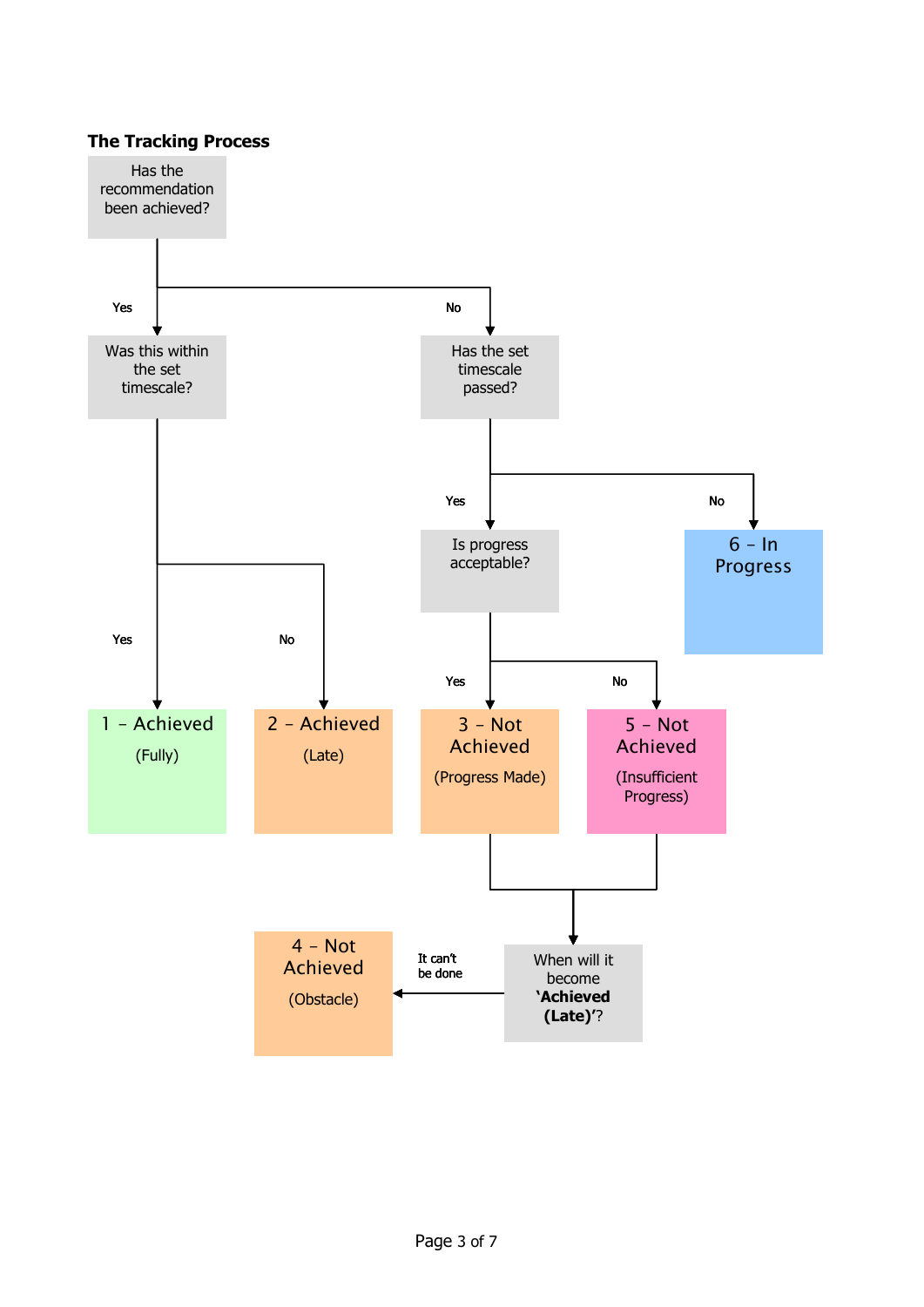### The Tracking Process

Has the recommendation been achieved?

- **Yes** → Was this within the set timescale?
  - **Yes** → 1 – Achieved (Fully)
  - **No** → 2 – Achieved (Late)
- **No** → Has the set timescale passed?
  - **Yes** → Is progress acceptable?
    - **Yes** → 3 – Not Achieved (Progress Made)
    - **No** → 5 – Not Achieved (Insufficient Progress)
  - **No** → 6 – In Progress

3 – Not Achieved (Progress Made) and 5 – Not Achieved (Insufficient Progress) → When will it become **'Achieved (Late)'**?

- **It can't be done** → 4 – Not Achieved (Obstacle)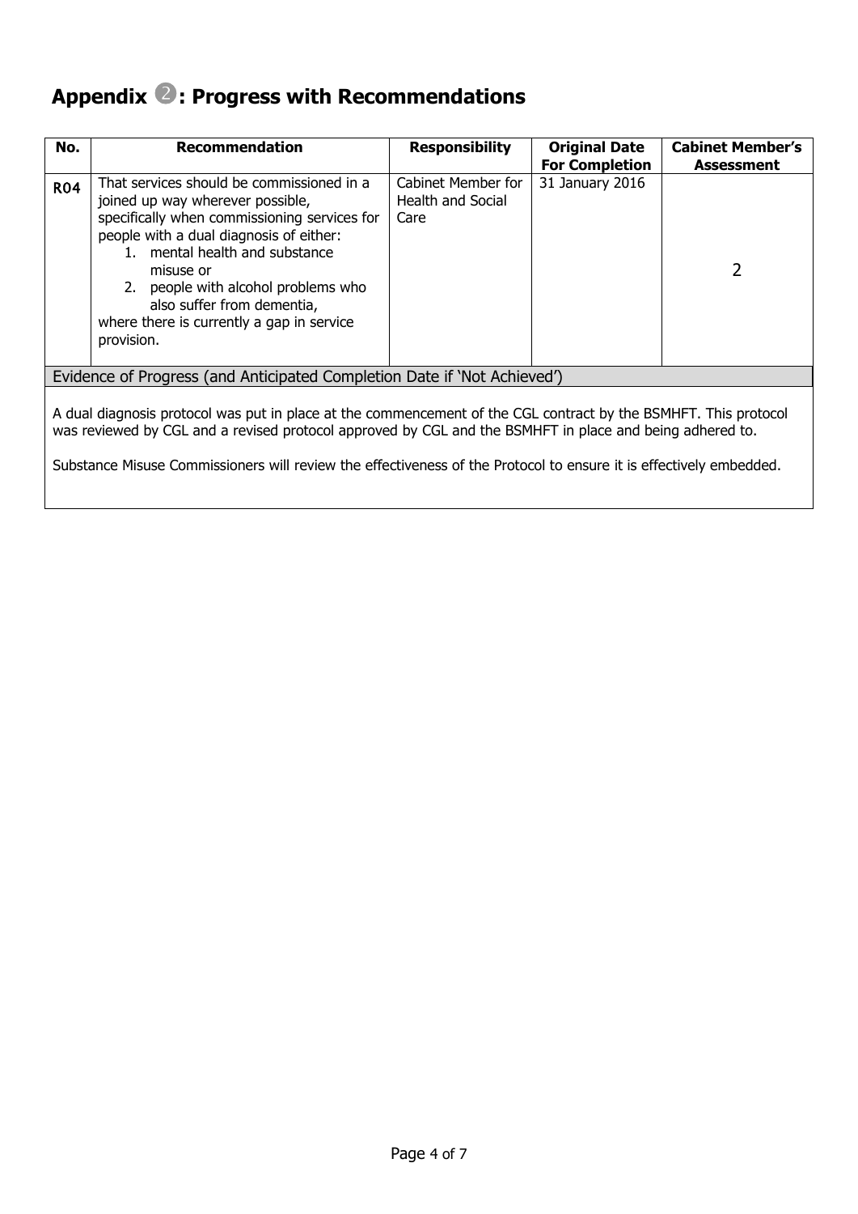# Appendix ➋: Progress with Recommendations

| No. | Recommendation | Responsibility | Original Date For Completion | Cabinet Member's Assessment |
|---|---|---|---|---|
| R04 | That services should be commissioned in a joined up way wherever possible, specifically when commissioning services for people with a dual diagnosis of either:<br>1. mental health and substance misuse or<br>2. people with alcohol problems who also suffer from dementia,<br>where there is currently a gap in service provision. | Cabinet Member for Health and Social Care | 31 January 2016 | 2 |

**Evidence of Progress (and Anticipated Completion Date if 'Not Achieved')**

A dual diagnosis protocol was put in place at the commencement of the CGL contract by the BSMHFT. This protocol was reviewed by CGL and a revised protocol approved by CGL and the BSMHFT in place and being adhered to.

Substance Misuse Commissioners will review the effectiveness of the Protocol to ensure it is effectively embedded.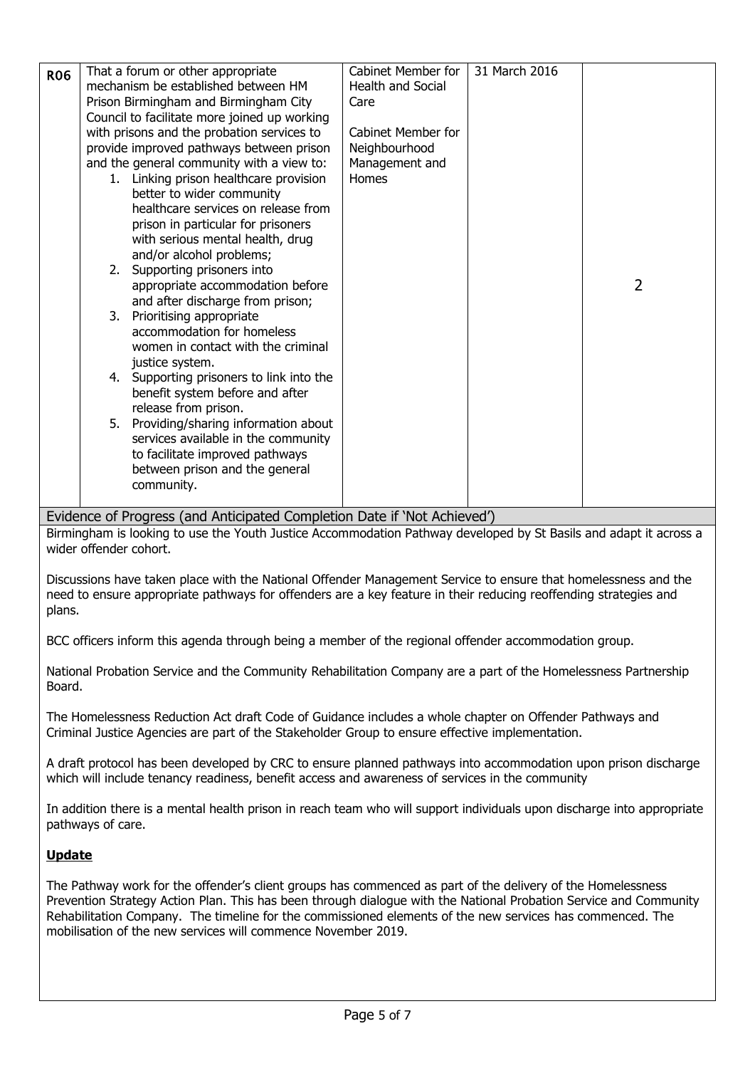| R06 | That a forum or other appropriate mechanism be established between HM Prison Birmingham and Birmingham City Council to facilitate more joined up working with prisons and the probation services to provide improved pathways between prison and the general community with a view to:<br>1. Linking prison healthcare provision better to wider community healthcare services on release from prison in particular for prisoners with serious mental health, drug and/or alcohol problems;<br>2. Supporting prisoners into appropriate accommodation before and after discharge from prison;<br>3. Prioritising appropriate accommodation for homeless women in contact with the criminal justice system.<br>4. Supporting prisoners to link into the benefit system before and after release from prison.<br>5. Providing/sharing information about services available in the community to facilitate improved pathways between prison and the general community. | Cabinet Member for Health and Social Care<br><br>Cabinet Member for Neighbourhood Management and Homes | 31 March 2016 | 2 |
|---|---|---|---|---|

**Evidence of Progress (and Anticipated Completion Date if 'Not Achieved')**

Birmingham is looking to use the Youth Justice Accommodation Pathway developed by St Basils and adapt it across a wider offender cohort.

Discussions have taken place with the National Offender Management Service to ensure that homelessness and the need to ensure appropriate pathways for offenders are a key feature in their reducing reoffending strategies and plans.

BCC officers inform this agenda through being a member of the regional offender accommodation group.

National Probation Service and the Community Rehabilitation Company are a part of the Homelessness Partnership Board.

The Homelessness Reduction Act draft Code of Guidance includes a whole chapter on Offender Pathways and Criminal Justice Agencies are part of the Stakeholder Group to ensure effective implementation.

A draft protocol has been developed by CRC to ensure planned pathways into accommodation upon prison discharge which will include tenancy readiness, benefit access and awareness of services in the community

In addition there is a mental health prison in reach team who will support individuals upon discharge into appropriate pathways of care.

**Update**

The Pathway work for the offender's client groups has commenced as part of the delivery of the Homelessness Prevention Strategy Action Plan. This has been through dialogue with the National Probation Service and Community Rehabilitation Company. The timeline for the commissioned elements of the new services has commenced. The mobilisation of the new services will commence November 2019.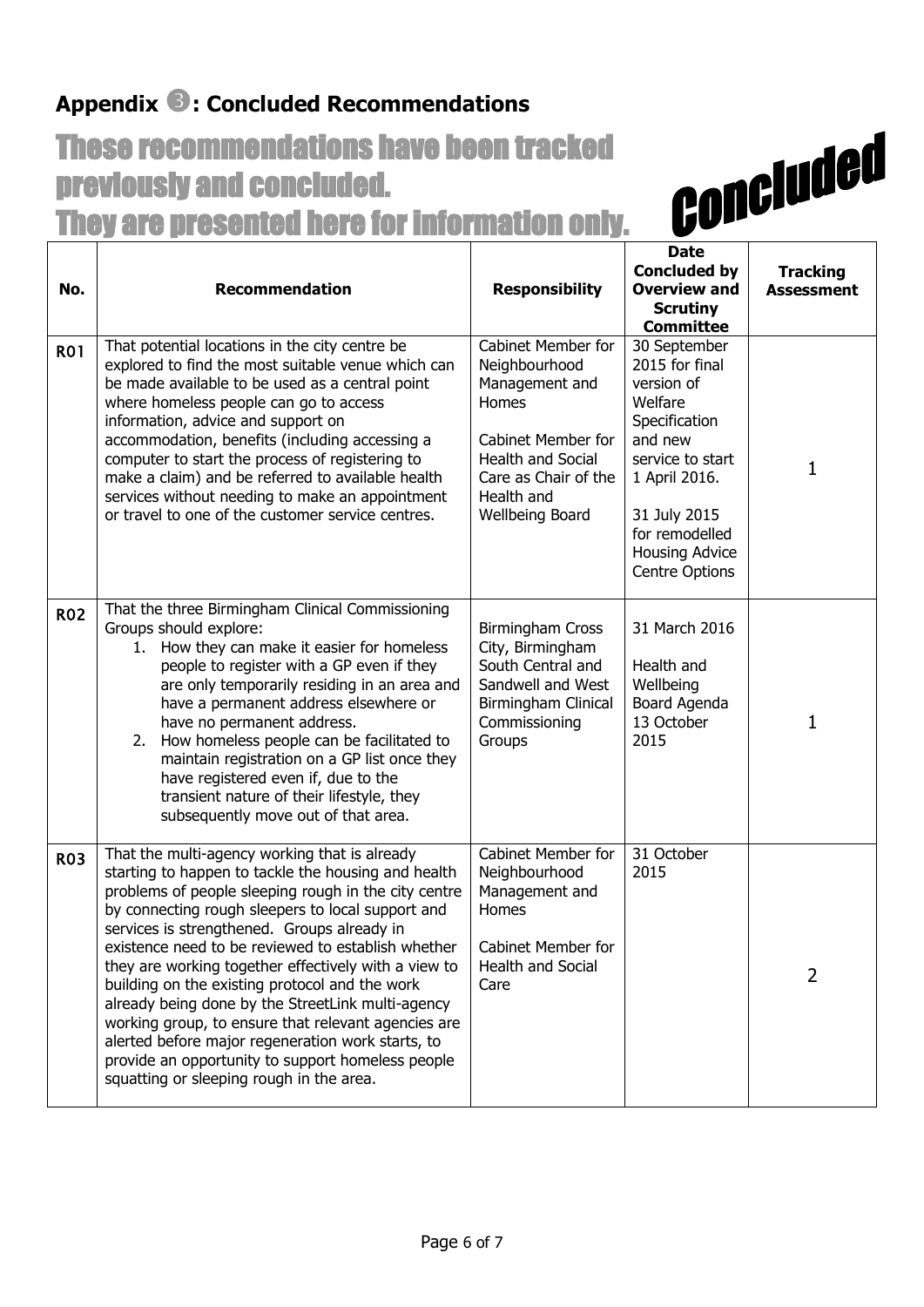## Appendix ❸: Concluded Recommendations

**These recommendations have been tracked previously and concluded. They are presented here for information only.**

**Concluded**

| No. | Recommendation | Responsibility | Date Concluded by Overview and Scrutiny Committee | Tracking Assessment |
|---|---|---|---|---|
| R01 | That potential locations in the city centre be explored to find the most suitable venue which can be made available to be used as a central point where homeless people can go to access information, advice and support on accommodation, benefits (including accessing a computer to start the process of registering to make a claim) and be referred to available health services without needing to make an appointment or travel to one of the customer service centres. | Cabinet Member for Neighbourhood Management and Homes<br><br>Cabinet Member for Health and Social Care as Chair of the Health and Wellbeing Board | 30 September 2015 for final version of Welfare Specification and new service to start 1 April 2016.<br><br>31 July 2015 for remodelled Housing Advice Centre Options | 1 |
| R02 | That the three Birmingham Clinical Commissioning Groups should explore:<br>1. How they can make it easier for homeless people to register with a GP even if they are only temporarily residing in an area and have a permanent address elsewhere or have no permanent address.<br>2. How homeless people can be facilitated to maintain registration on a GP list once they have registered even if, due to the transient nature of their lifestyle, they subsequently move out of that area. | Birmingham Cross City, Birmingham South Central and Sandwell and West Birmingham Clinical Commissioning Groups | 31 March 2016<br><br>Health and Wellbeing Board Agenda 13 October 2015 | 1 |
| R03 | That the multi-agency working that is already starting to happen to tackle the housing and health problems of people sleeping rough in the city centre by connecting rough sleepers to local support and services is strengthened. Groups already in existence need to be reviewed to establish whether they are working together effectively with a view to building on the existing protocol and the work already being done by the StreetLink multi-agency working group, to ensure that relevant agencies are alerted before major regeneration work starts, to provide an opportunity to support homeless people squatting or sleeping rough in the area. | Cabinet Member for Neighbourhood Management and Homes<br><br>Cabinet Member for Health and Social Care | 31 October 2015 | 2 |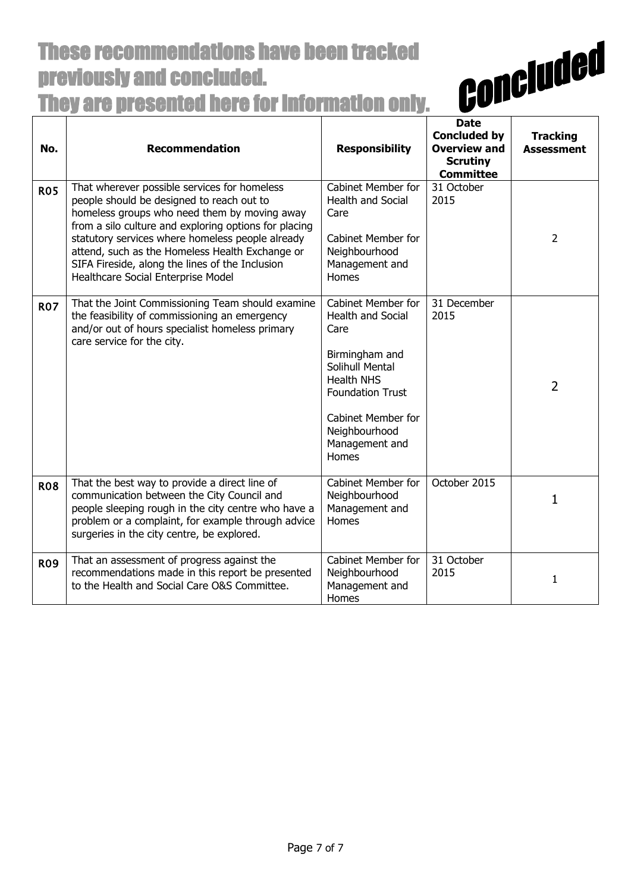# These recommendations have been tracked previously and concluded. They are presented here for information only.

**Concluded**

| No. | Recommendation | Responsibility | Date Concluded by Overview and Scrutiny Committee | Tracking Assessment |
|---|---|---|---|---|
| R05 | That wherever possible services for homeless people should be designed to reach out to homeless groups who need them by moving away from a silo culture and exploring options for placing statutory services where homeless people already attend, such as the Homeless Health Exchange or SIFA Fireside, along the lines of the Inclusion Healthcare Social Enterprise Model | Cabinet Member for Health and Social Care<br><br>Cabinet Member for Neighbourhood Management and Homes | 31 October 2015 | 2 |
| R07 | That the Joint Commissioning Team should examine the feasibility of commissioning an emergency and/or out of hours specialist homeless primary care service for the city. | Cabinet Member for Health and Social Care<br><br>Birmingham and Solihull Mental Health NHS Foundation Trust<br><br>Cabinet Member for Neighbourhood Management and Homes | 31 December 2015 | 2 |
| R08 | That the best way to provide a direct line of communication between the City Council and people sleeping rough in the city centre who have a problem or a complaint, for example through advice surgeries in the city centre, be explored. | Cabinet Member for Neighbourhood Management and Homes | October 2015 | 1 |
| R09 | That an assessment of progress against the recommendations made in this report be presented to the Health and Social Care O&S Committee. | Cabinet Member for Neighbourhood Management and Homes | 31 October 2015 | 1 |